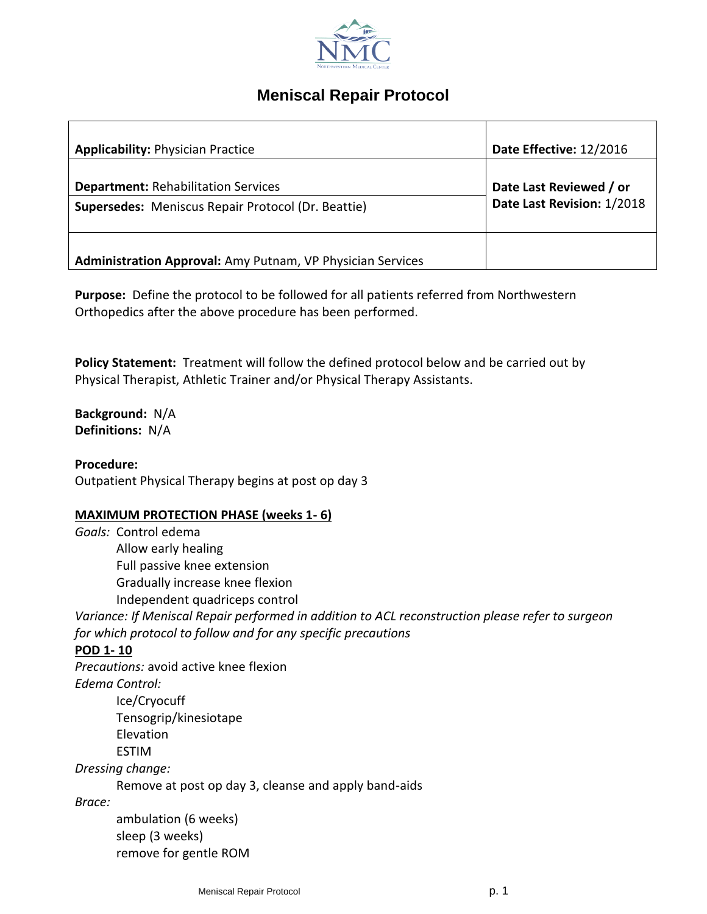# Meniscal Repair Protocol

| **Applicability:** Physician Practice | **Date Effective:** 12/2016 |
|---|---|
| **Department:** Rehabilitation Services | **Date Last Reviewed / or Date Last Revision:** 1/2018 |
| **Supersedes:** Meniscus Repair Protocol (Dr. Beattie) | |
| **Administration Approval:** Amy Putnam, VP Physician Services | |

**Purpose:** Define the protocol to be followed for all patients referred from Northwestern Orthopedics after the above procedure has been performed.

**Policy Statement:** Treatment will follow the defined protocol below and be carried out by Physical Therapist, Athletic Trainer and/or Physical Therapy Assistants.

**Background:** N/A
**Definitions:** N/A

**Procedure:**
Outpatient Physical Therapy begins at post op day 3

**MAXIMUM PROTECTION PHASE (weeks 1- 6)**

*Goals:* Control edema
- Allow early healing
- Full passive knee extension
- Gradually increase knee flexion
- Independent quadriceps control

*Variance: If Meniscal Repair performed in addition to ACL reconstruction please refer to surgeon for which protocol to follow and for any specific precautions*

**POD 1- 10**

*Precautions:* avoid active knee flexion

*Edema Control:*
- Ice/Cryocuff
- Tensogrip/kinesiotape
- Elevation
- ESTIM

*Dressing change:*
- Remove at post op day 3, cleanse and apply band-aids

*Brace:*
- ambulation (6 weeks)
- sleep (3 weeks)
- remove for gentle ROM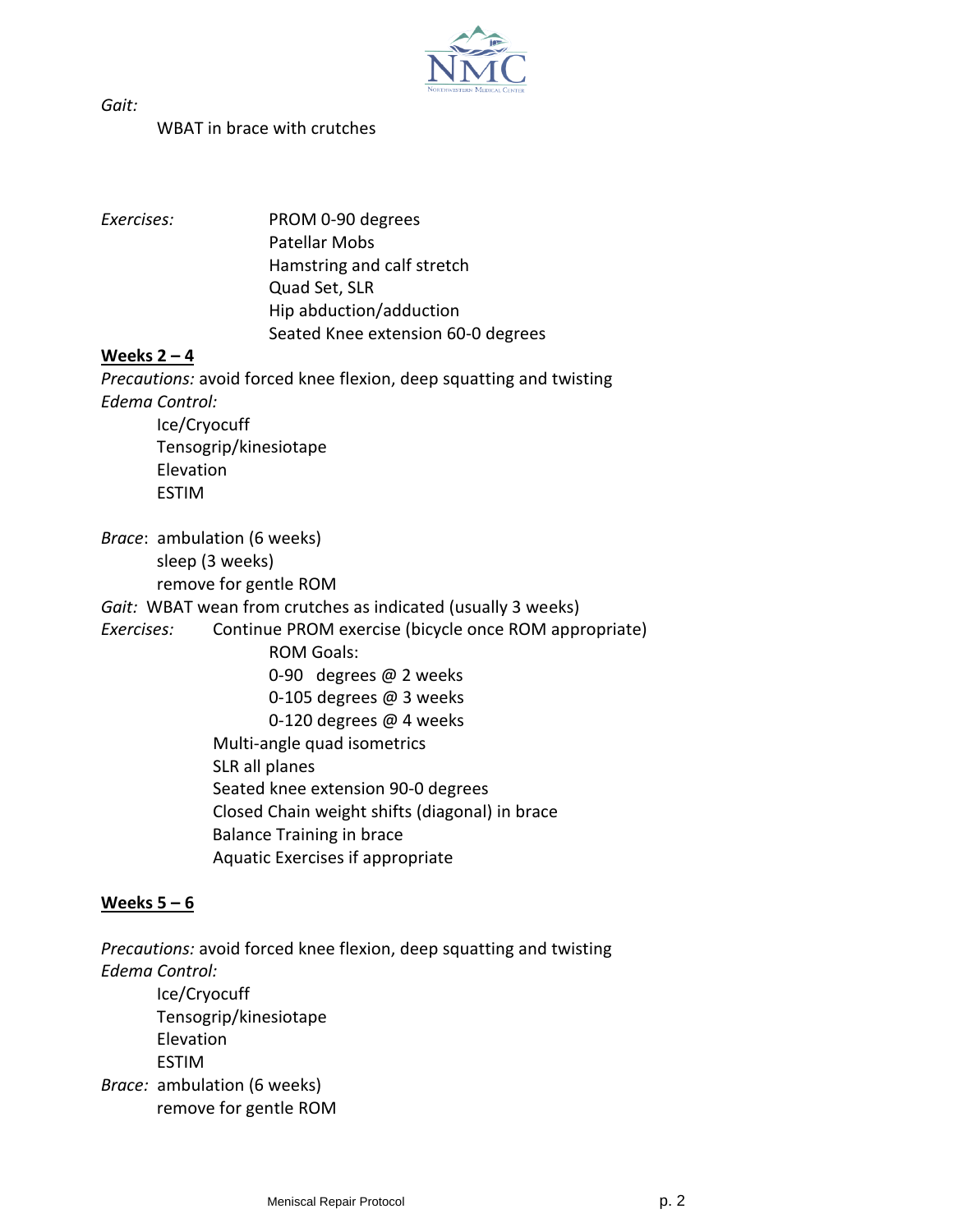*Gait:*

WBAT in brace with crutches

*Exercises:*

- PROM 0-90 degrees
- Patellar Mobs
- Hamstring and calf stretch
- Quad Set, SLR
- Hip abduction/adduction
- Seated Knee extension 60-0 degrees

**Weeks 2 – 4**

*Precautions:* avoid forced knee flexion, deep squatting and twisting

*Edema Control:*

- Ice/Cryocuff
- Tensogrip/kinesiotape
- Elevation
- ESTIM

*Brace*: ambulation (6 weeks)
sleep (3 weeks)
remove for gentle ROM

*Gait:* WBAT wean from crutches as indicated (usually 3 weeks)

*Exercises:* Continue PROM exercise (bicycle once ROM appropriate)

ROM Goals:
- 0-90 degrees @ 2 weeks
- 0-105 degrees @ 3 weeks
- 0-120 degrees @ 4 weeks

- Multi-angle quad isometrics
- SLR all planes
- Seated knee extension 90-0 degrees
- Closed Chain weight shifts (diagonal) in brace
- Balance Training in brace
- Aquatic Exercises if appropriate

**Weeks 5 – 6**

*Precautions:* avoid forced knee flexion, deep squatting and twisting

*Edema Control:*

- Ice/Cryocuff
- Tensogrip/kinesiotape
- Elevation
- ESTIM

*Brace:* ambulation (6 weeks)
remove for gentle ROM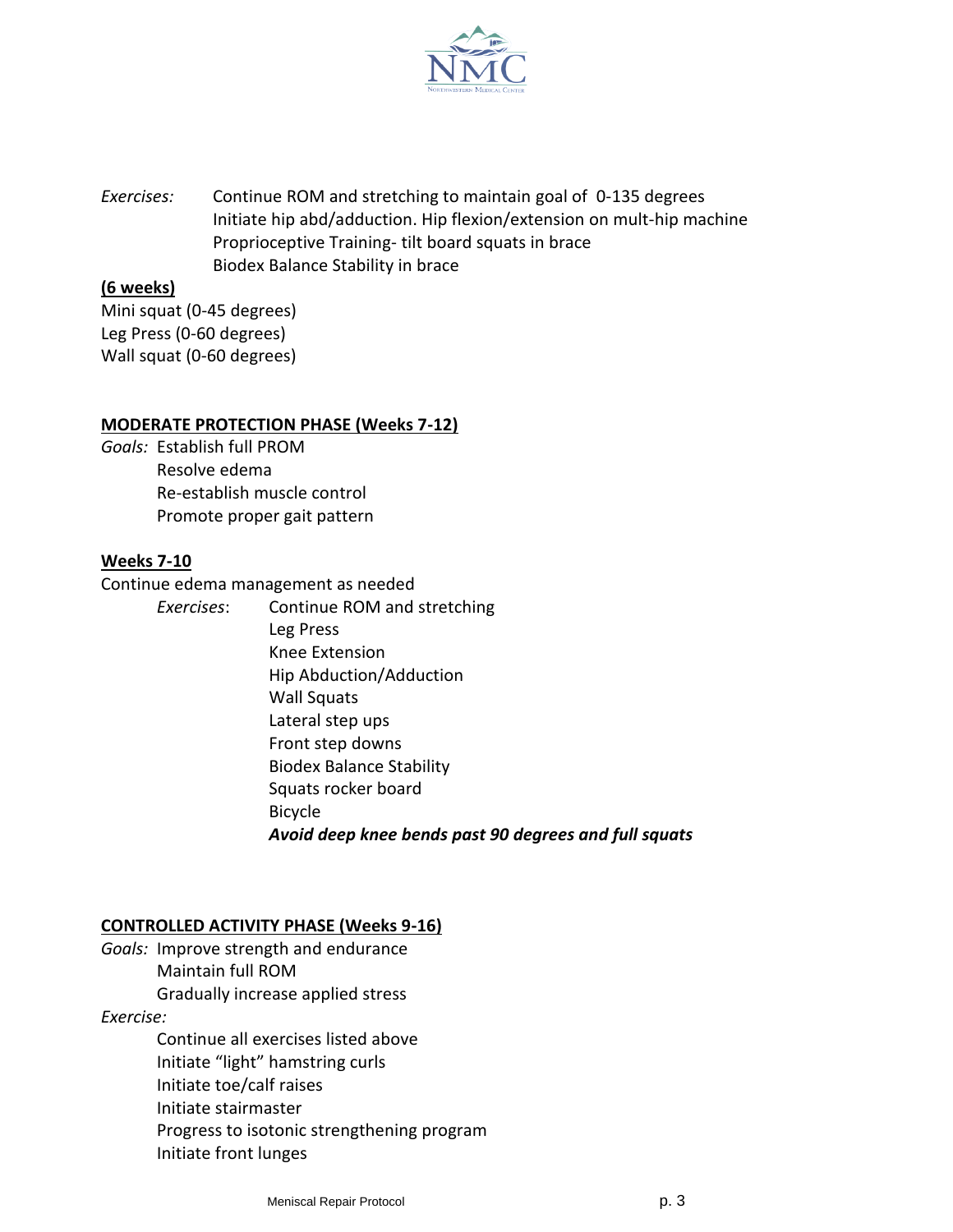*Exercises:* Continue ROM and stretching to maintain goal of 0-135 degrees
Initiate hip abd/adduction. Hip flexion/extension on mult-hip machine
Proprioceptive Training- tilt board squats in brace
Biodex Balance Stability in brace

**(6 weeks)**

Mini squat (0-45 degrees)
Leg Press (0-60 degrees)
Wall squat (0-60 degrees)

## MODERATE PROTECTION PHASE (Weeks 7-12)

*Goals:* Establish full PROM
Resolve edema
Re-establish muscle control
Promote proper gait pattern

### Weeks 7-10

Continue edema management as needed

*Exercises*: Continue ROM and stretching
Leg Press
Knee Extension
Hip Abduction/Adduction
Wall Squats
Lateral step ups
Front step downs
Biodex Balance Stability
Squats rocker board
Bicycle
***Avoid deep knee bends past 90 degrees and full squats***

## CONTROLLED ACTIVITY PHASE (Weeks 9-16)

*Goals:* Improve strength and endurance
Maintain full ROM
Gradually increase applied stress

*Exercise:*

Continue all exercises listed above
Initiate "light" hamstring curls
Initiate toe/calf raises
Initiate stairmaster
Progress to isotonic strengthening program
Initiate front lunges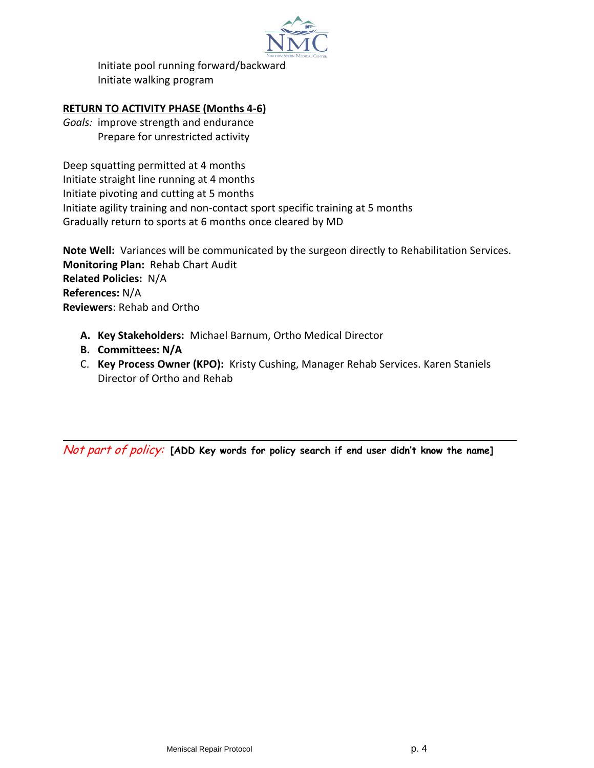Initiate pool running forward/backward
Initiate walking program

**RETURN TO ACTIVITY PHASE (Months 4-6)**

*Goals:* improve strength and endurance
Prepare for unrestricted activity

Deep squatting permitted at 4 months
Initiate straight line running at 4 months
Initiate pivoting and cutting at 5 months
Initiate agility training and non-contact sport specific training at 5 months
Gradually return to sports at 6 months once cleared by MD

**Note Well:** Variances will be communicated by the surgeon directly to Rehabilitation Services.
**Monitoring Plan:** Rehab Chart Audit
**Related Policies:** N/A
**References:** N/A
**Reviewers**: Rehab and Ortho

A. **Key Stakeholders:** Michael Barnum, Ortho Medical Director
B. **Committees: N/A**
C. **Key Process Owner (KPO):** Kristy Cushing, Manager Rehab Services. Karen Staniels Director of Ortho and Rehab

---

*Not part of policy:* **[ADD Key words for policy search if end user didn't know the name]**